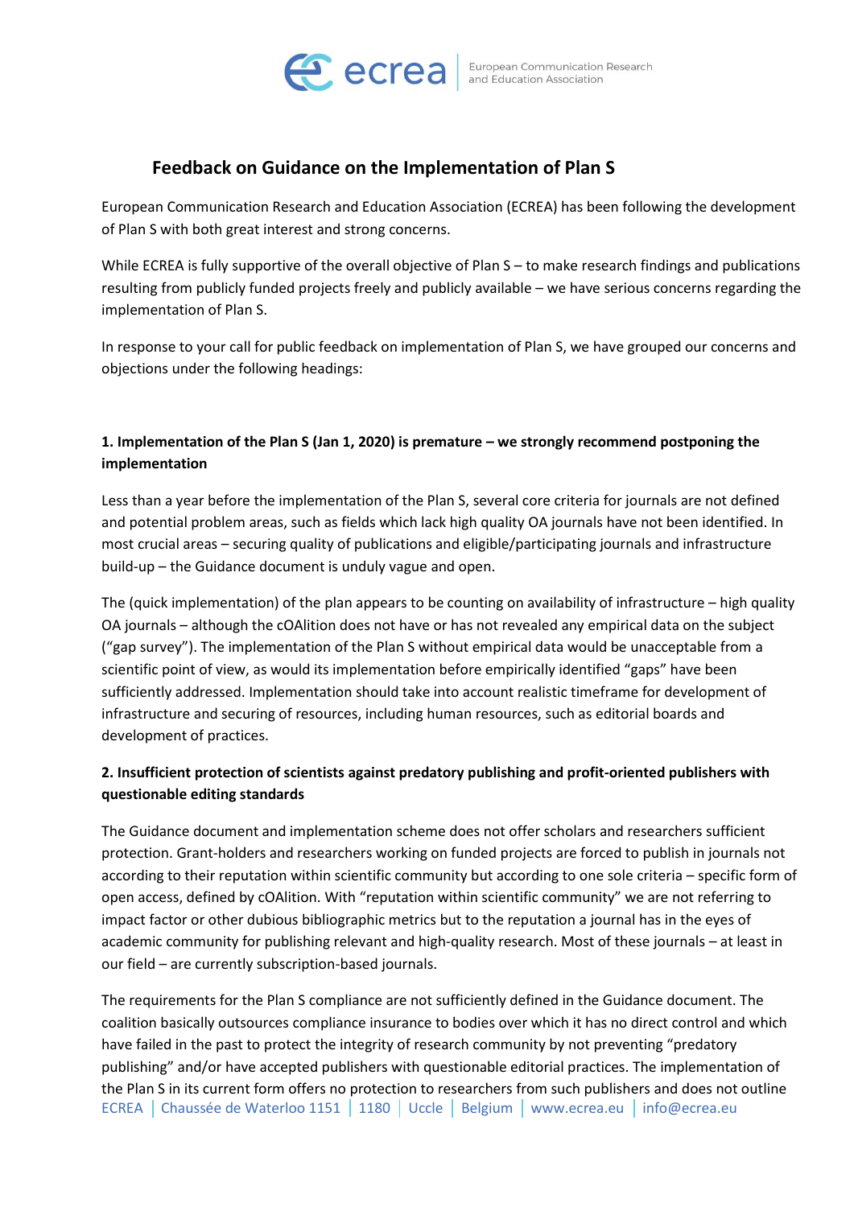# Feedback on Guidance on the Implementation of Plan S

European Communication Research and Education Association (ECREA) has been following the development of Plan S with both great interest and strong concerns.

While ECREA is fully supportive of the overall objective of Plan S – to make research findings and publications resulting from publicly funded projects freely and publicly available – we have serious concerns regarding the implementation of Plan S.

In response to your call for public feedback on implementation of Plan S, we have grouped our concerns and objections under the following headings:

## 1. Implementation of the Plan S (Jan 1, 2020) is premature – we strongly recommend postponing the implementation

Less than a year before the implementation of the Plan S, several core criteria for journals are not defined and potential problem areas, such as fields which lack high quality OA journals have not been identified. In most crucial areas – securing quality of publications and eligible/participating journals and infrastructure build-up – the Guidance document is unduly vague and open.

The (quick implementation) of the plan appears to be counting on availability of infrastructure – high quality OA journals – although the cOAlition does not have or has not revealed any empirical data on the subject ("gap survey"). The implementation of the Plan S without empirical data would be unacceptable from a scientific point of view, as would its implementation before empirically identified "gaps" have been sufficiently addressed. Implementation should take into account realistic timeframe for development of infrastructure and securing of resources, including human resources, such as editorial boards and development of practices.

## 2. Insufficient protection of scientists against predatory publishing and profit-oriented publishers with questionable editing standards

The Guidance document and implementation scheme does not offer scholars and researchers sufficient protection. Grant-holders and researchers working on funded projects are forced to publish in journals not according to their reputation within scientific community but according to one sole criteria – specific form of open access, defined by cOAlition. With "reputation within scientific community" we are not referring to impact factor or other dubious bibliographic metrics but to the reputation a journal has in the eyes of academic community for publishing relevant and high-quality research. Most of these journals – at least in our field – are currently subscription-based journals.

The requirements for the Plan S compliance are not sufficiently defined in the Guidance document. The coalition basically outsources compliance insurance to bodies over which it has no direct control and which have failed in the past to protect the integrity of research community by not preventing "predatory publishing" and/or have accepted publishers with questionable editorial practices. The implementation of the Plan S in its current form offers no protection to researchers from such publishers and does not outline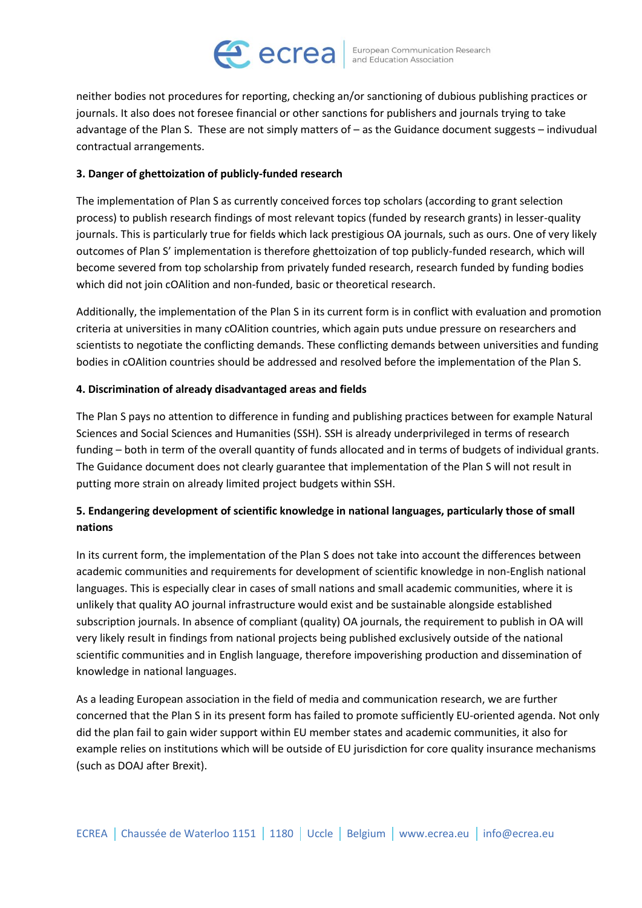neither bodies not procedures for reporting, checking an/or sanctioning of dubious publishing practices or journals. It also does not foresee financial or other sanctions for publishers and journals trying to take advantage of the Plan S. These are not simply matters of – as the Guidance document suggests – indivudual contractual arrangements.

**3. Danger of ghettoization of publicly-funded research**

The implementation of Plan S as currently conceived forces top scholars (according to grant selection process) to publish research findings of most relevant topics (funded by research grants) in lesser-quality journals. This is particularly true for fields which lack prestigious OA journals, such as ours. One of very likely outcomes of Plan S' implementation is therefore ghettoization of top publicly-funded research, which will become severed from top scholarship from privately funded research, research funded by funding bodies which did not join cOAlition and non-funded, basic or theoretical research.

Additionally, the implementation of the Plan S in its current form is in conflict with evaluation and promotion criteria at universities in many cOAlition countries, which again puts undue pressure on researchers and scientists to negotiate the conflicting demands. These conflicting demands between universities and funding bodies in cOAlition countries should be addressed and resolved before the implementation of the Plan S.

**4. Discrimination of already disadvantaged areas and fields**

The Plan S pays no attention to difference in funding and publishing practices between for example Natural Sciences and Social Sciences and Humanities (SSH). SSH is already underprivileged in terms of research funding – both in term of the overall quantity of funds allocated and in terms of budgets of individual grants. The Guidance document does not clearly guarantee that implementation of the Plan S will not result in putting more strain on already limited project budgets within SSH.

**5. Endangering development of scientific knowledge in national languages, particularly those of small nations**

In its current form, the implementation of the Plan S does not take into account the differences between academic communities and requirements for development of scientific knowledge in non-English national languages. This is especially clear in cases of small nations and small academic communities, where it is unlikely that quality AO journal infrastructure would exist and be sustainable alongside established subscription journals. In absence of compliant (quality) OA journals, the requirement to publish in OA will very likely result in findings from national projects being published exclusively outside of the national scientific communities and in English language, therefore impoverishing production and dissemination of knowledge in national languages.

As a leading European association in the field of media and communication research, we are further concerned that the Plan S in its present form has failed to promote sufficiently EU-oriented agenda. Not only did the plan fail to gain wider support within EU member states and academic communities, it also for example relies on institutions which will be outside of EU jurisdiction for core quality insurance mechanisms (such as DOAJ after Brexit).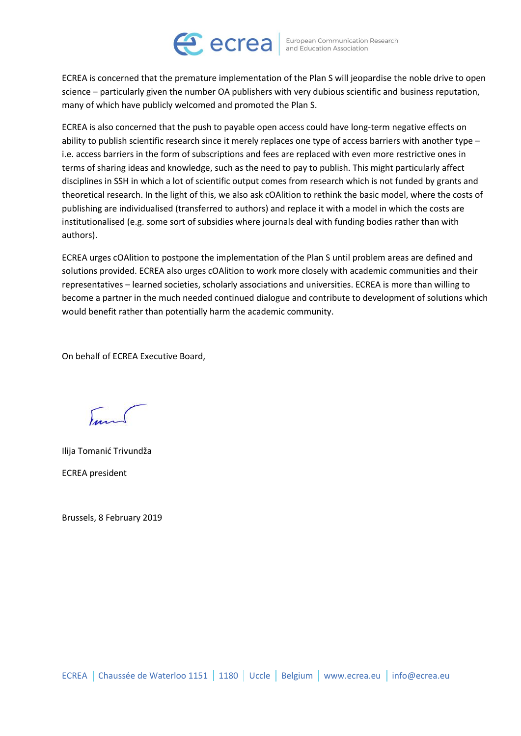ECREA is concerned that the premature implementation of the Plan S will jeopardise the noble drive to open science – particularly given the number OA publishers with very dubious scientific and business reputation, many of which have publicly welcomed and promoted the Plan S.

ECREA is also concerned that the push to payable open access could have long-term negative effects on ability to publish scientific research since it merely replaces one type of access barriers with another type – i.e. access barriers in the form of subscriptions and fees are replaced with even more restrictive ones in terms of sharing ideas and knowledge, such as the need to pay to publish. This might particularly affect disciplines in SSH in which a lot of scientific output comes from research which is not funded by grants and theoretical research. In the light of this, we also ask cOAlition to rethink the basic model, where the costs of publishing are individualised (transferred to authors) and replace it with a model in which the costs are institutionalised (e.g. some sort of subsidies where journals deal with funding bodies rather than with authors).

ECREA urges cOAlition to postpone the implementation of the Plan S until problem areas are defined and solutions provided. ECREA also urges cOAlition to work more closely with academic communities and their representatives – learned societies, scholarly associations and universities. ECREA is more than willing to become a partner in the much needed continued dialogue and contribute to development of solutions which would benefit rather than potentially harm the academic community.

On behalf of ECREA Executive Board,

Ilija Tomanić Trivundža

ECREA president

Brussels, 8 February 2019